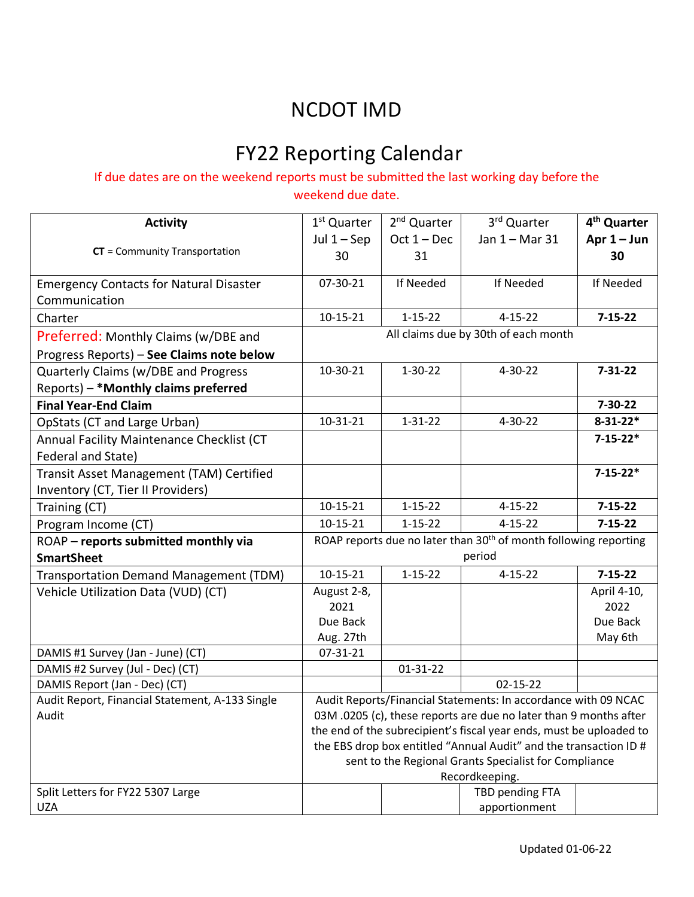# NCDOT IMD

# FY22 Reporting Calendar

If due dates are on the weekend reports must be submitted the last working day before the weekend due date.

| **Activity**<br><br>**CT** = Community Transportation | 1st Quarter Jul 1 – Sep 30 | 2nd Quarter Oct 1 – Dec 31 | 3rd Quarter Jan 1 – Mar 31 | **4th Quarter Apr 1 – Jun 30** |
|---|---|---|---|---|
| Emergency Contacts for Natural Disaster Communication | 07-30-21 | If Needed | If Needed | If Needed |
| Charter | 10-15-21 | 1-15-22 | 4-15-22 | **7-15-22** |
| Preferred: Monthly Claims (w/DBE and Progress Reports) – **See Claims note below** | All claims due by 30th of each month | | | |
| Quarterly Claims (w/DBE and Progress Reports) – ***Monthly claims preferred** | 10-30-21 | 1-30-22 | 4-30-22 | **7-31-22** |
| **Final Year-End Claim** | | | | **7-30-22** |
| OpStats (CT and Large Urban) | 10-31-21 | 1-31-22 | 4-30-22 | **8-31-22*** |
| Annual Facility Maintenance Checklist (CT Federal and State) | | | | **7-15-22*** |
| Transit Asset Management (TAM) Certified Inventory (CT, Tier II Providers) | | | | **7-15-22*** |
| Training (CT) | 10-15-21 | 1-15-22 | 4-15-22 | **7-15-22** |
| Program Income (CT) | 10-15-21 | 1-15-22 | 4-15-22 | **7-15-22** |
| ROAP – **reports submitted monthly via SmartSheet** | ROAP reports due no later than 30th of month following reporting period | | | |
| Transportation Demand Management (TDM) | 10-15-21 | 1-15-22 | 4-15-22 | **7-15-22** |
| Vehicle Utilization Data (VUD) (CT) | August 2-8, 2021 Due Back Aug. 27th | | | April 4-10, 2022 Due Back May 6th |
| DAMIS #1 Survey (Jan - June) (CT) | 07-31-21 | | | |
| DAMIS #2 Survey (Jul - Dec) (CT) | | 01-31-22 | | |
| DAMIS Report (Jan - Dec) (CT) | | | 02-15-22 | |
| Audit Report, Financial Statement, A-133 Single Audit | Audit Reports/Financial Statements: In accordance with 09 NCAC 03M .0205 (c), these reports are due no later than 9 months after the end of the subrecipient's fiscal year ends, must be uploaded to the EBS drop box entitled "Annual Audit" and the transaction ID # sent to the Regional Grants Specialist for Compliance Recordkeeping. | | | |
| Split Letters for FY22 5307 Large UZA | | | TBD pending FTA apportionment | |

Updated 01-06-22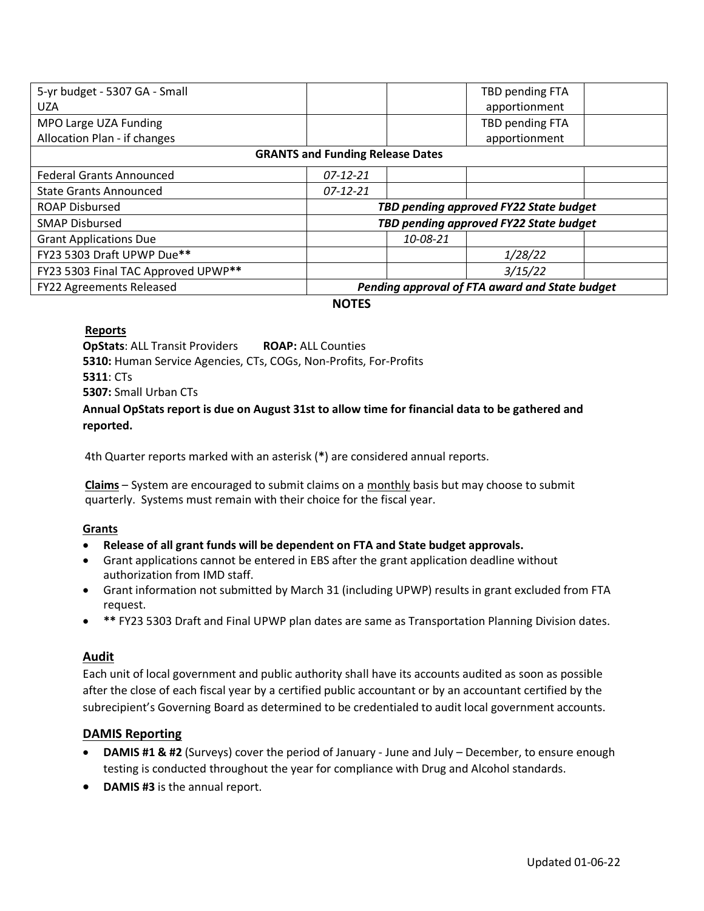| | | | | |
|---|---|---|---|---|
| 5-yr budget - 5307 GA - Small UZA | | | TBD pending FTA apportionment | |
| MPO Large UZA Funding Allocation Plan - if changes | | | TBD pending FTA apportionment | |
| **GRANTS and Funding Release Dates** | | | | |
| Federal Grants Announced | *07-12-21* | | | |
| State Grants Announced | *07-12-21* | | | |
| ROAP Disbursed | ***TBD pending approved FY22 State budget*** | | | |
| SMAP Disbursed | ***TBD pending approved FY22 State budget*** | | | |
| Grant Applications Due | | *10-08-21* | | |
| FY23 5303 Draft UPWP Due** | | | *1/28/22* | |
| FY23 5303 Final TAC Approved UPWP** | | | *3/15/22* | |
| FY22 Agreements Released | ***Pending approval of FTA award and State budget*** | | | |

**NOTES**

**Reports**

**OpStats**: ALL Transit Providers **ROAP:** ALL Counties
**5310:** Human Service Agencies, CTs, COGs, Non-Profits, For-Profits
**5311**: CTs
**5307:** Small Urban CTs

**Annual OpStats report is due on August 31st to allow time for financial data to be gathered and reported.**

4th Quarter reports marked with an asterisk (**\***) are considered annual reports.

**Claims** – System are encouraged to submit claims on a monthly basis but may choose to submit quarterly. Systems must remain with their choice for the fiscal year.

**Grants**

- **Release of all grant funds will be dependent on FTA and State budget approvals.**
- Grant applications cannot be entered in EBS after the grant application deadline without authorization from IMD staff.
- Grant information not submitted by March 31 (including UPWP) results in grant excluded from FTA request.
- **\*\*** FY23 5303 Draft and Final UPWP plan dates are same as Transportation Planning Division dates.

## Audit

Each unit of local government and public authority shall have its accounts audited as soon as possible after the close of each fiscal year by a certified public accountant or by an accountant certified by the subrecipient's Governing Board as determined to be credentialed to audit local government accounts.

## DAMIS Reporting

- **DAMIS #1 & #2** (Surveys) cover the period of January - June and July – December, to ensure enough testing is conducted throughout the year for compliance with Drug and Alcohol standards.
- **DAMIS #3** is the annual report.

Updated 01-06-22